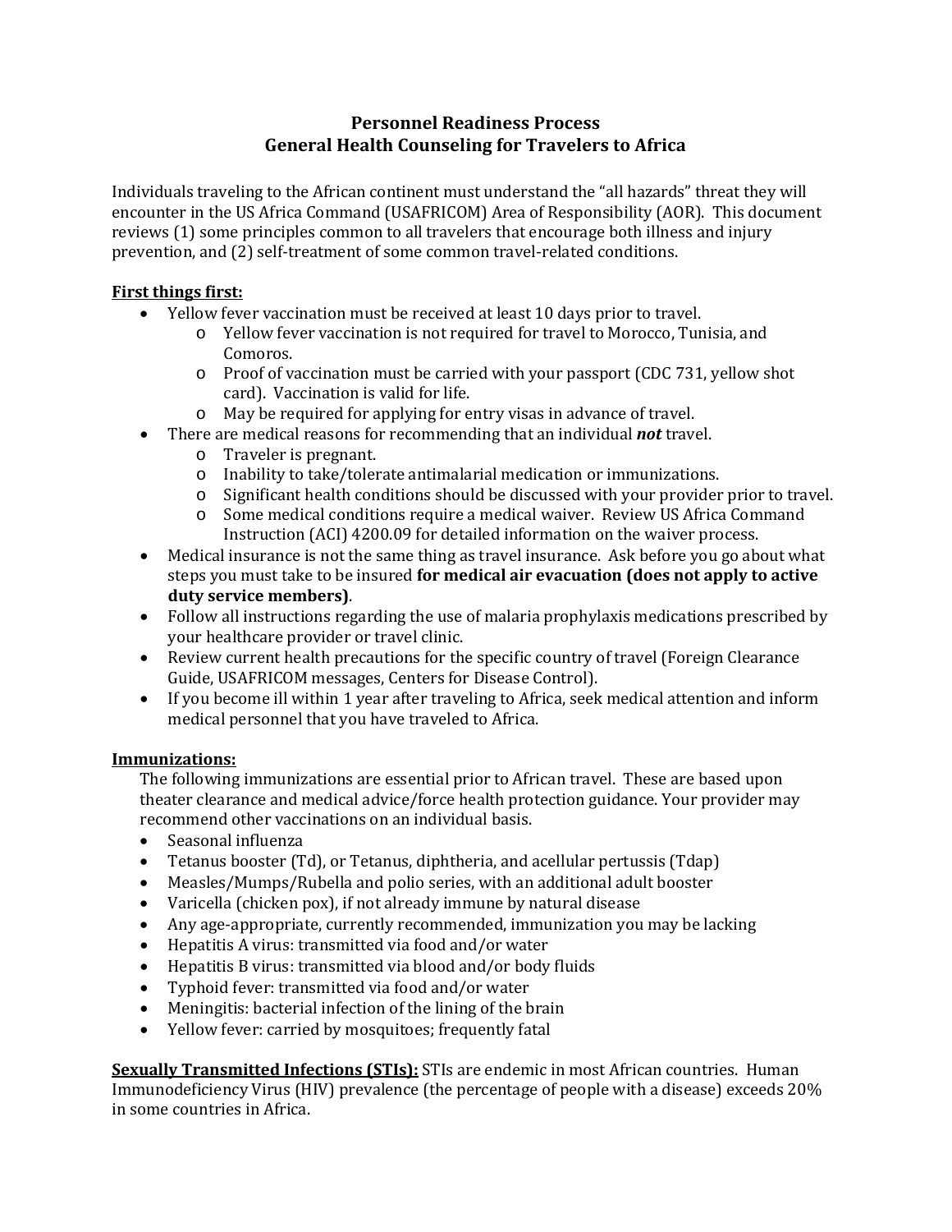# Personnel Readiness Process
## General Health Counseling for Travelers to Africa

Individuals traveling to the African continent must understand the "all hazards" threat they will encounter in the US Africa Command (USAFRICOM) Area of Responsibility (AOR). This document reviews (1) some principles common to all travelers that encourage both illness and injury prevention, and (2) self-treatment of some common travel-related conditions.

**<u>First things first:</u>**

- Yellow fever vaccination must be received at least 10 days prior to travel.
  - Yellow fever vaccination is not required for travel to Morocco, Tunisia, and Comoros.
  - Proof of vaccination must be carried with your passport (CDC 731, yellow shot card). Vaccination is valid for life.
  - May be required for applying for entry visas in advance of travel.
- There are medical reasons for recommending that an individual ***not*** travel.
  - Traveler is pregnant.
  - Inability to take/tolerate antimalarial medication or immunizations.
  - Significant health conditions should be discussed with your provider prior to travel.
  - Some medical conditions require a medical waiver. Review US Africa Command Instruction (ACI) 4200.09 for detailed information on the waiver process.
- Medical insurance is not the same thing as travel insurance. Ask before you go about what steps you must take to be insured **for medical air evacuation (does not apply to active duty service members)**.
- Follow all instructions regarding the use of malaria prophylaxis medications prescribed by your healthcare provider or travel clinic.
- Review current health precautions for the specific country of travel (Foreign Clearance Guide, USAFRICOM messages, Centers for Disease Control).
- If you become ill within 1 year after traveling to Africa, seek medical attention and inform medical personnel that you have traveled to Africa.

**<u>Immunizations:</u>**

The following immunizations are essential prior to African travel. These are based upon theater clearance and medical advice/force health protection guidance. Your provider may recommend other vaccinations on an individual basis.

- Seasonal influenza
- Tetanus booster (Td), or Tetanus, diphtheria, and acellular pertussis (Tdap)
- Measles/Mumps/Rubella and polio series, with an additional adult booster
- Varicella (chicken pox), if not already immune by natural disease
- Any age-appropriate, currently recommended, immunization you may be lacking
- Hepatitis A virus: transmitted via food and/or water
- Hepatitis B virus: transmitted via blood and/or body fluids
- Typhoid fever: transmitted via food and/or water
- Meningitis: bacterial infection of the lining of the brain
- Yellow fever: carried by mosquitoes; frequently fatal

**<u>Sexually Transmitted Infections (STIs):</u>** STIs are endemic in most African countries. Human Immunodeficiency Virus (HIV) prevalence (the percentage of people with a disease) exceeds 20% in some countries in Africa.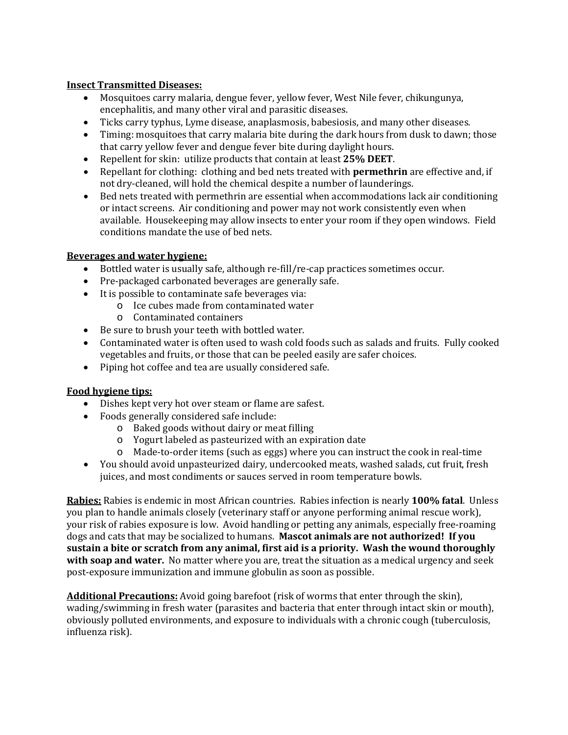**<u>Insect Transmitted Diseases:</u>**

- Mosquitoes carry malaria, dengue fever, yellow fever, West Nile fever, chikungunya, encephalitis, and many other viral and parasitic diseases.
- Ticks carry typhus, Lyme disease, anaplasmosis, babesiosis, and many other diseases.
- Timing: mosquitoes that carry malaria bite during the dark hours from dusk to dawn; those that carry yellow fever and dengue fever bite during daylight hours.
- Repellent for skin: utilize products that contain at least **25% DEET**.
- Repellant for clothing: clothing and bed nets treated with **permethrin** are effective and, if not dry-cleaned, will hold the chemical despite a number of launderings.
- Bed nets treated with permethrin are essential when accommodations lack air conditioning or intact screens. Air conditioning and power may not work consistently even when available. Housekeeping may allow insects to enter your room if they open windows. Field conditions mandate the use of bed nets.

**<u>Beverages and water hygiene:</u>**

- Bottled water is usually safe, although re-fill/re-cap practices sometimes occur.
- Pre-packaged carbonated beverages are generally safe.
- It is possible to contaminate safe beverages via:
  - Ice cubes made from contaminated water
  - Contaminated containers
- Be sure to brush your teeth with bottled water.
- Contaminated water is often used to wash cold foods such as salads and fruits. Fully cooked vegetables and fruits, or those that can be peeled easily are safer choices.
- Piping hot coffee and tea are usually considered safe.

**<u>Food hygiene tips:</u>**

- Dishes kept very hot over steam or flame are safest.
- Foods generally considered safe include:
  - Baked goods without dairy or meat filling
  - Yogurt labeled as pasteurized with an expiration date
  - Made-to-order items (such as eggs) where you can instruct the cook in real-time
- You should avoid unpasteurized dairy, undercooked meats, washed salads, cut fruit, fresh juices, and most condiments or sauces served in room temperature bowls.

**<u>Rabies:</u>** Rabies is endemic in most African countries. Rabies infection is nearly **100% fatal**. Unless you plan to handle animals closely (veterinary staff or anyone performing animal rescue work), your risk of rabies exposure is low. Avoid handling or petting any animals, especially free-roaming dogs and cats that may be socialized to humans. **Mascot animals are not authorized! If you sustain a bite or scratch from any animal, first aid is a priority. Wash the wound thoroughly with soap and water.** No matter where you are, treat the situation as a medical urgency and seek post-exposure immunization and immune globulin as soon as possible.

**<u>Additional Precautions:</u>** Avoid going barefoot (risk of worms that enter through the skin), wading/swimming in fresh water (parasites and bacteria that enter through intact skin or mouth), obviously polluted environments, and exposure to individuals with a chronic cough (tuberculosis, influenza risk).